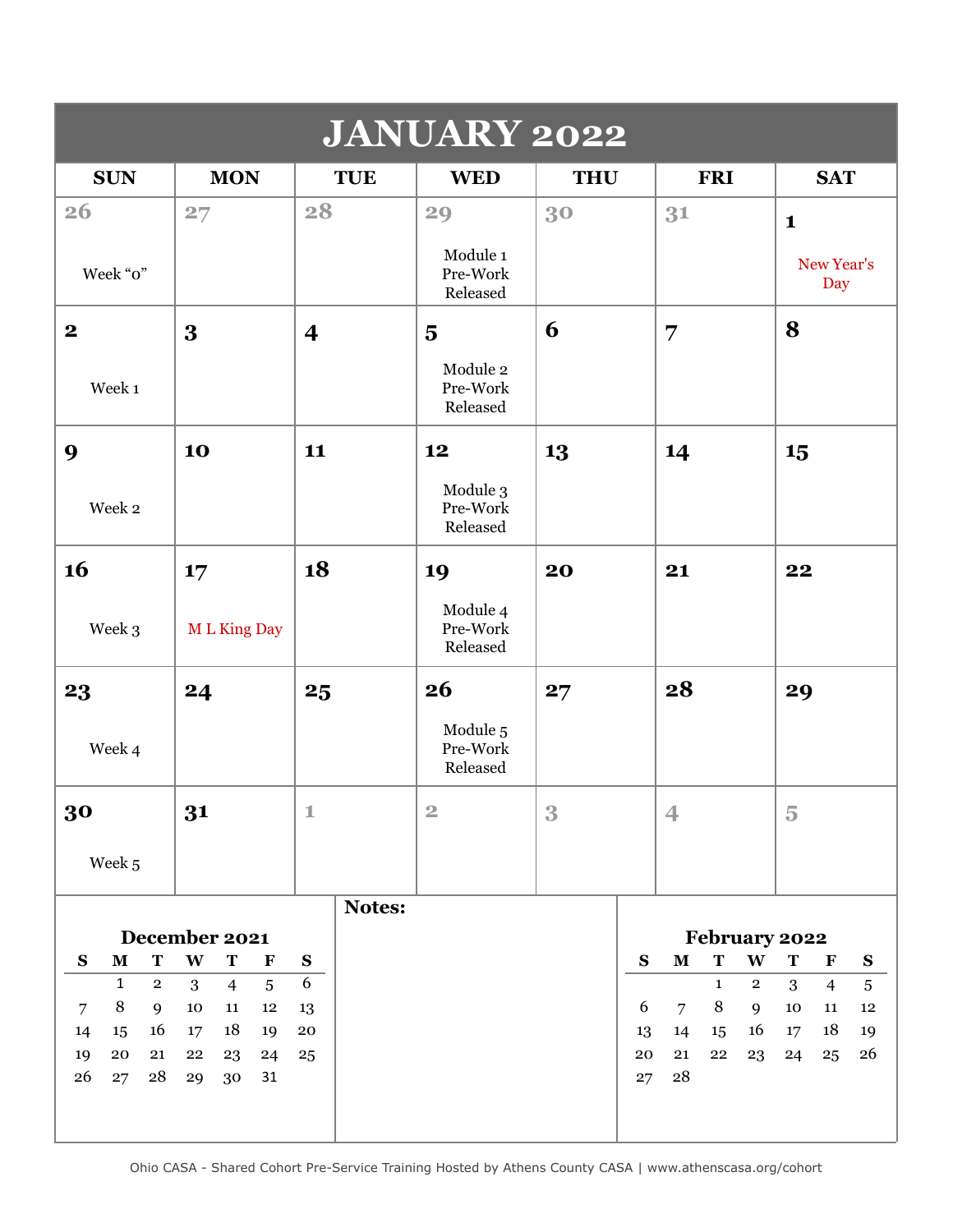# JANUARY 2022

| SUN | MON | TUE | WED | THU | FRI | SAT |
|---|---|---|---|---|---|---|
| 26<br>Week "0" | 27 | 28 | 29<br>Module 1 Pre-Work Released | 30 | 31 | 1<br>New Year's Day |
| 2<br>Week 1 | 3 | 4 | 5<br>Module 2 Pre-Work Released | 6 | 7 | 8 |
| 9<br>Week 2 | 10 | 11 | 12<br>Module 3 Pre-Work Released | 13 | 14 | 15 |
| 16<br>Week 3 | 17<br>M L King Day | 18 | 19<br>Module 4 Pre-Work Released | 20 | 21 | 22 |
| 23<br>Week 4 | 24 | 25 | 26<br>Module 5 Pre-Work Released | 27 | 28 | 29 |
| 30<br>Week 5 | 31 | 1 | 2 | 3 | 4 | 5 |

**December 2021**

| S | M | T | W | T | F | S |
|---|---|---|---|---|---|---|
| | 1 | 2 | 3 | 4 | 5 | 6 |
| 7 | 8 | 9 | 10 | 11 | 12 | 13 |
| 14 | 15 | 16 | 17 | 18 | 19 | 20 |
| 19 | 20 | 21 | 22 | 23 | 24 | 25 |
| 26 | 27 | 28 | 29 | 30 | 31 | |

**Notes:**

**February 2022**

| S | M | T | W | T | F | S |
|---|---|---|---|---|---|---|
| | | 1 | 2 | 3 | 4 | 5 |
| 6 | 7 | 8 | 9 | 10 | 11 | 12 |
| 13 | 14 | 15 | 16 | 17 | 18 | 19 |
| 20 | 21 | 22 | 23 | 24 | 25 | 26 |
| 27 | 28 | | | | | |

Ohio CASA - Shared Cohort Pre-Service Training Hosted by Athens County CASA | www.athenscasa.org/cohort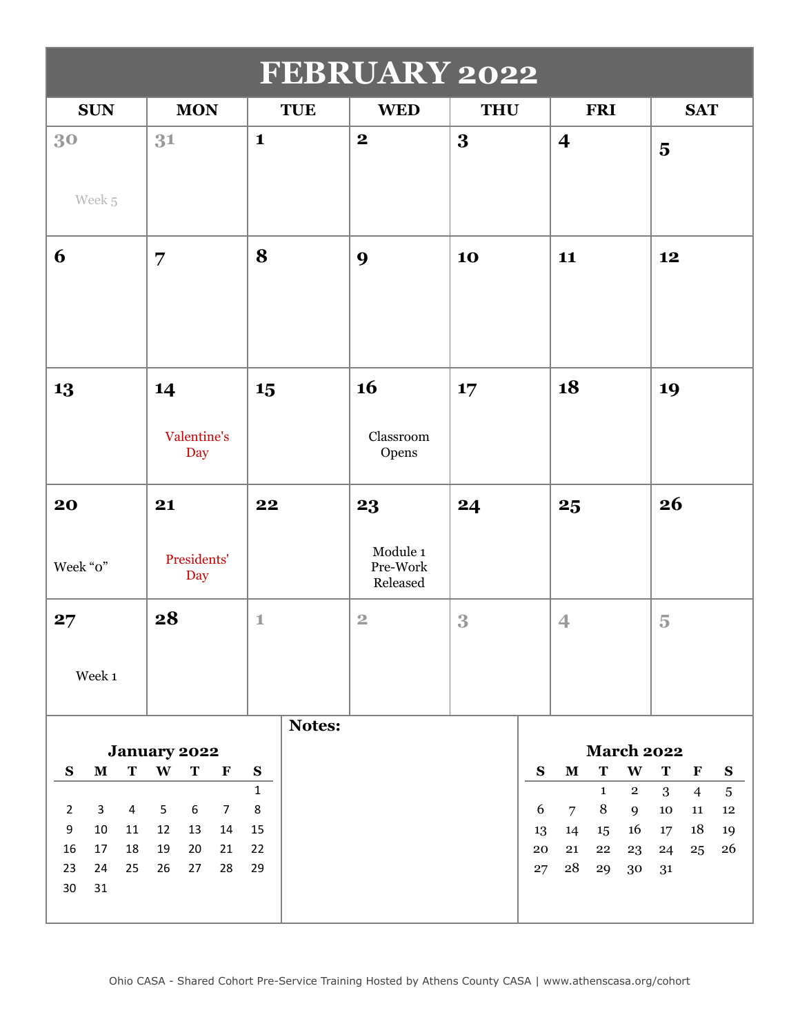# FEBRUARY 2022

| SUN | MON | TUE | WED | THU | FRI | SAT |
|---|---|---|---|---|---|---|
| 30<br>Week 5 | 31 | 1 | 2 | 3 | 4 | 5 |
| 6 | 7 | 8 | 9 | 10 | 11 | 12 |
| 13 | 14<br>Valentine's Day | 15 | 16<br>Classroom Opens | 17 | 18 | 19 |
| 20<br>Week "0" | 21<br>Presidents' Day | 22 | 23<br>Module 1 Pre-Work Released | 24 | 25 | 26 |
| 27<br>Week 1 | 28 | 1 | 2 | 3 | 4 | 5 |

**January 2022**

| S | M | T | W | T | F | S |
|---|---|---|---|---|---|---|
| | | | | | | 1 |
| 2 | 3 | 4 | 5 | 6 | 7 | 8 |
| 9 | 10 | 11 | 12 | 13 | 14 | 15 |
| 16 | 17 | 18 | 19 | 20 | 21 | 22 |
| 23 | 24 | 25 | 26 | 27 | 28 | 29 |
| 30 | 31 | | | | | |

**Notes:**

**March 2022**

| S | M | T | W | T | F | S |
|---|---|---|---|---|---|---|
| | | 1 | 2 | 3 | 4 | 5 |
| 6 | 7 | 8 | 9 | 10 | 11 | 12 |
| 13 | 14 | 15 | 16 | 17 | 18 | 19 |
| 20 | 21 | 22 | 23 | 24 | 25 | 26 |
| 27 | 28 | 29 | 30 | 31 | | |

Ohio CASA - Shared Cohort Pre-Service Training Hosted by Athens County CASA | www.athenscasa.org/cohort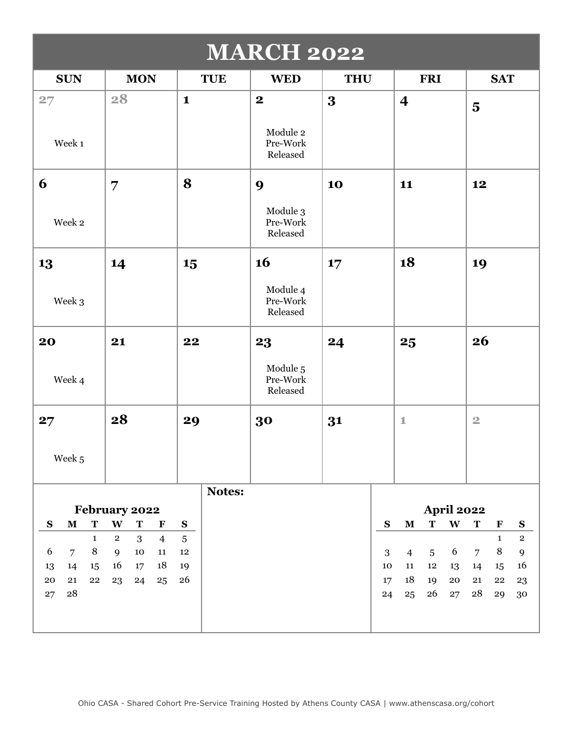# MARCH 2022

| SUN | MON | TUE | WED | THU | FRI | SAT |
|---|---|---|---|---|---|---|
| 27<br>Week 1 | 28 | 1 | 2<br>Module 2 Pre-Work Released | 3 | 4 | 5 |
| 6<br>Week 2 | 7 | 8 | 9<br>Module 3 Pre-Work Released | 10 | 11 | 12 |
| 13<br>Week 3 | 14 | 15 | 16<br>Module 4 Pre-Work Released | 17 | 18 | 19 |
| 20<br>Week 4 | 21 | 22 | 23<br>Module 5 Pre-Work Released | 24 | 25 | 26 |
| 27<br>Week 5 | 28 | 29 | 30 | 31 | 1 | 2 |

**February 2022**

| S | M | T | W | T | F | S |
|---|---|---|---|---|---|---|
| | | 1 | 2 | 3 | 4 | 5 |
| 6 | 7 | 8 | 9 | 10 | 11 | 12 |
| 13 | 14 | 15 | 16 | 17 | 18 | 19 |
| 20 | 21 | 22 | 23 | 24 | 25 | 26 |
| 27 | 28 | | | | | |

**Notes:**

**April 2022**

| S | M | T | W | T | F | S |
|---|---|---|---|---|---|---|
| | | | | | 1 | 2 |
| 3 | 4 | 5 | 6 | 7 | 8 | 9 |
| 10 | 11 | 12 | 13 | 14 | 15 | 16 |
| 17 | 18 | 19 | 20 | 21 | 22 | 23 |
| 24 | 25 | 26 | 27 | 28 | 29 | 30 |

Ohio CASA - Shared Cohort Pre-Service Training Hosted by Athens County CASA | www.athenscasa.org/cohort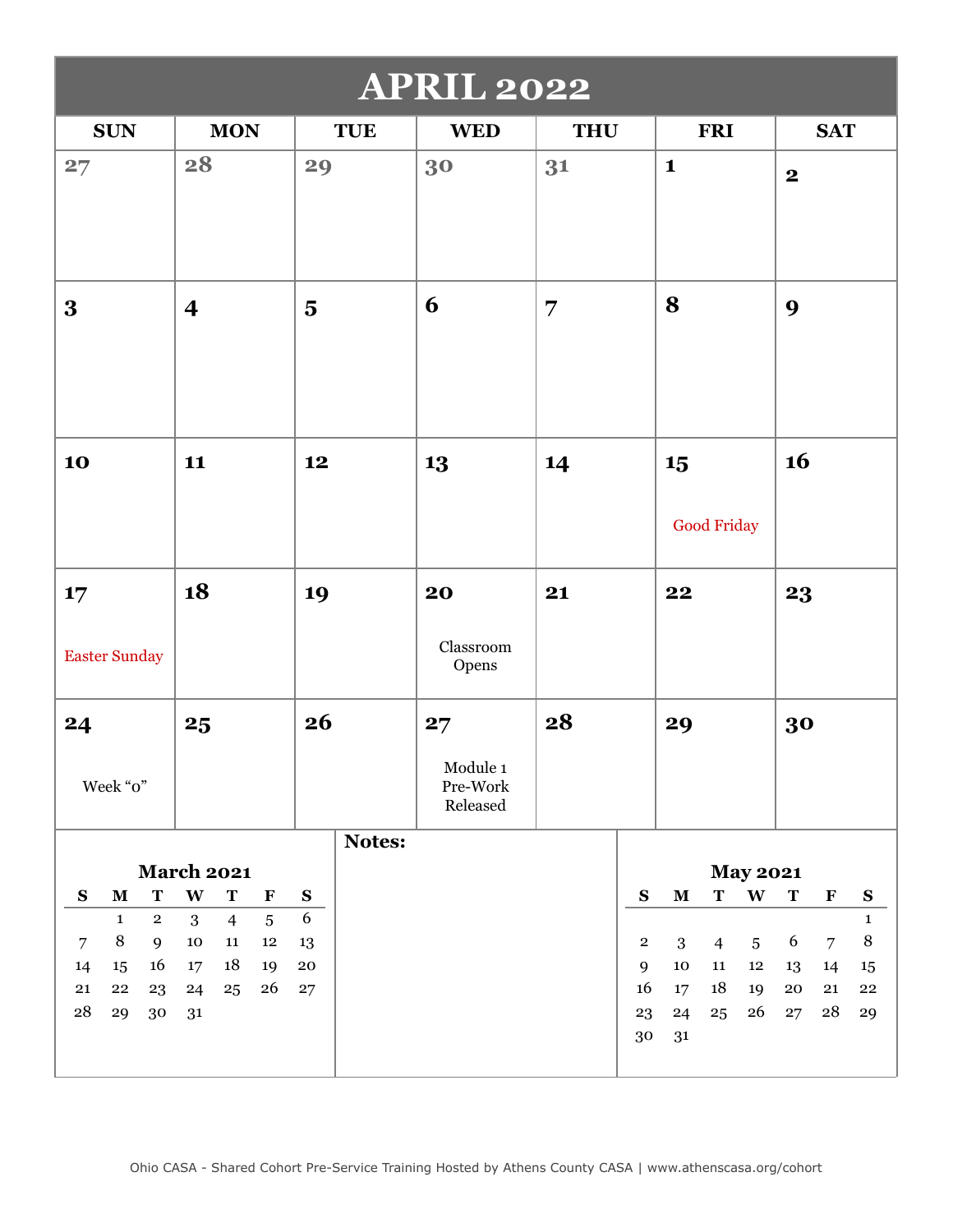# APRIL 2022

| SUN | MON | TUE | WED | THU | FRI | SAT |
|---|---|---|---|---|---|---|
| 27 | 28 | 29 | 30 | 31 | 1 | 2 |
| 3 | 4 | 5 | 6 | 7 | 8 | 9 |
| 10 | 11 | 12 | 13 | 14 | 15 Good Friday | 16 |
| 17 Easter Sunday | 18 | 19 | 20 Classroom Opens | 21 | 22 | 23 |
| 24 Week "0" | 25 | 26 | 27 Module 1 Pre-Work Released | 28 | 29 | 30 |

**March 2021**

| S | M | T | W | T | F | S |
|---|---|---|---|---|---|---|
| | 1 | 2 | 3 | 4 | 5 | 6 |
| 7 | 8 | 9 | 10 | 11 | 12 | 13 |
| 14 | 15 | 16 | 17 | 18 | 19 | 20 |
| 21 | 22 | 23 | 24 | 25 | 26 | 27 |
| 28 | 29 | 30 | 31 | | | |

**Notes:**

**May 2021**

| S | M | T | W | T | F | S |
|---|---|---|---|---|---|---|
| | | | | | | 1 |
| 2 | 3 | 4 | 5 | 6 | 7 | 8 |
| 9 | 10 | 11 | 12 | 13 | 14 | 15 |
| 16 | 17 | 18 | 19 | 20 | 21 | 22 |
| 23 | 24 | 25 | 26 | 27 | 28 | 29 |
| 30 | 31 | | | | | |

Ohio CASA - Shared Cohort Pre-Service Training Hosted by Athens County CASA | www.athenscasa.org/cohort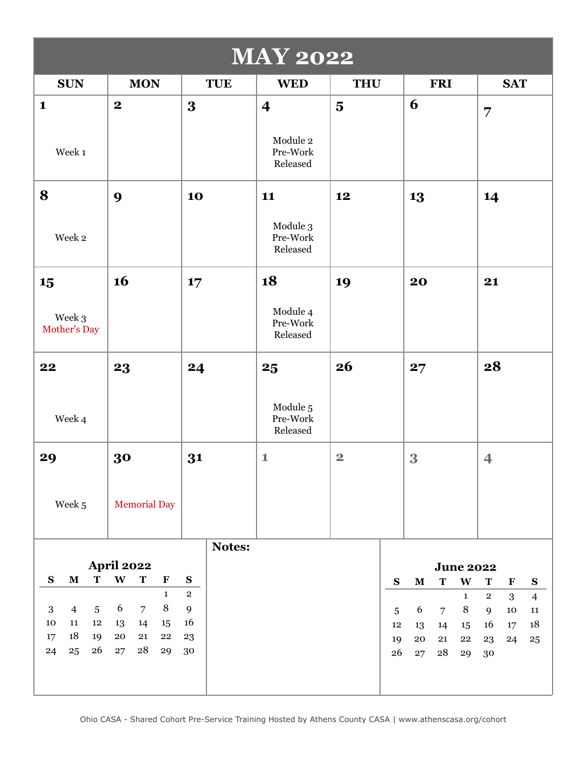# MAY 2022

| SUN | MON | TUE | WED | THU | FRI | SAT |
|---|---|---|---|---|---|---|
| 1 Week 1 | 2 | 3 | 4 Module 2 Pre-Work Released | 5 | 6 | 7 |
| 8 Week 2 | 9 | 10 | 11 Module 3 Pre-Work Released | 12 | 13 | 14 |
| 15 Week 3 Mother's Day | 16 | 17 | 18 Module 4 Pre-Work Released | 19 | 20 | 21 |
| 22 Week 4 | 23 | 24 | 25 Module 5 Pre-Work Released | 26 | 27 | 28 |
| 29 Week 5 | 30 Memorial Day | 31 | 1 | 2 | 3 | 4 |

**April 2022**

| S | M | T | W | T | F | S |
|---|---|---|---|---|---|---|
| | | | | | 1 | 2 |
| 3 | 4 | 5 | 6 | 7 | 8 | 9 |
| 10 | 11 | 12 | 13 | 14 | 15 | 16 |
| 17 | 18 | 19 | 20 | 21 | 22 | 23 |
| 24 | 25 | 26 | 27 | 28 | 29 | 30 |

**Notes:**

**June 2022**

| S | M | T | W | T | F | S |
|---|---|---|---|---|---|---|
| | | | 1 | 2 | 3 | 4 |
| 5 | 6 | 7 | 8 | 9 | 10 | 11 |
| 12 | 13 | 14 | 15 | 16 | 17 | 18 |
| 19 | 20 | 21 | 22 | 23 | 24 | 25 |
| 26 | 27 | 28 | 29 | 30 | | |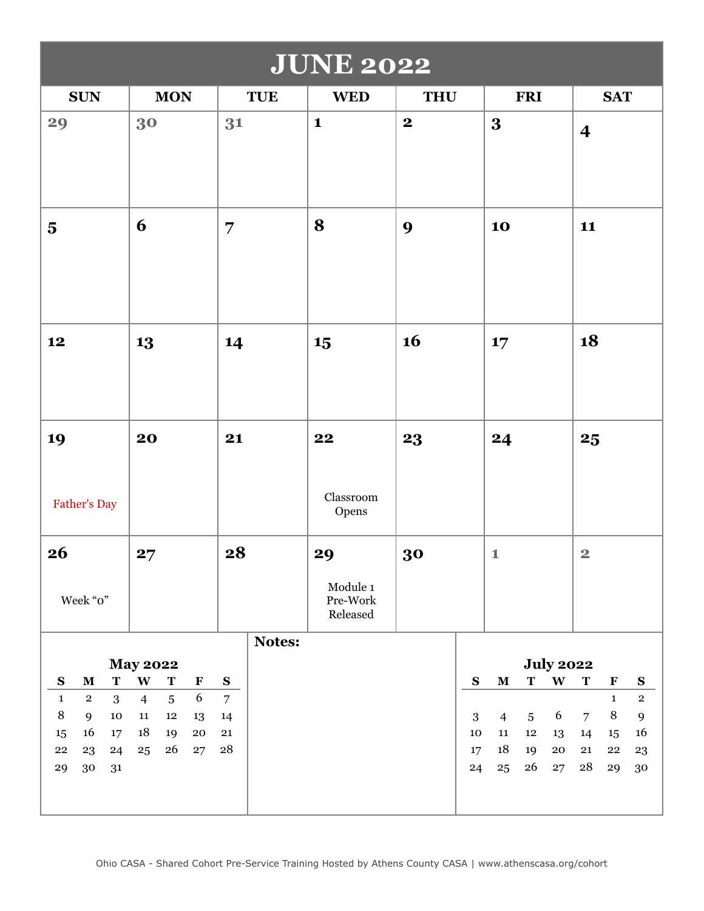# JUNE 2022

| SUN | MON | TUE | WED | THU | FRI | SAT |
|---|---|---|---|---|---|---|
| 29 | 30 | 31 | 1 | 2 | 3 | 4 |
| 5 | 6 | 7 | 8 | 9 | 10 | 11 |
| 12 | 13 | 14 | 15 | 16 | 17 | 18 |
| 19 Father's Day | 20 | 21 | 22 Classroom Opens | 23 | 24 | 25 |
| 26 Week "0" | 27 | 28 | 29 Module 1 Pre-Work Released | 30 | 1 | 2 |

**May 2022**

| S | M | T | W | T | F | S |
|---|---|---|---|---|---|---|
| 1 | 2 | 3 | 4 | 5 | 6 | 7 |
| 8 | 9 | 10 | 11 | 12 | 13 | 14 |
| 15 | 16 | 17 | 18 | 19 | 20 | 21 |
| 22 | 23 | 24 | 25 | 26 | 27 | 28 |
| 29 | 30 | 31 | | | | |

**Notes:**

**July 2022**

| S | M | T | W | T | F | S |
|---|---|---|---|---|---|---|
| | | | | | 1 | 2 |
| 3 | 4 | 5 | 6 | 7 | 8 | 9 |
| 10 | 11 | 12 | 13 | 14 | 15 | 16 |
| 17 | 18 | 19 | 20 | 21 | 22 | 23 |
| 24 | 25 | 26 | 27 | 28 | 29 | 30 |

Ohio CASA - Shared Cohort Pre-Service Training Hosted by Athens County CASA | www.athenscasa.org/cohort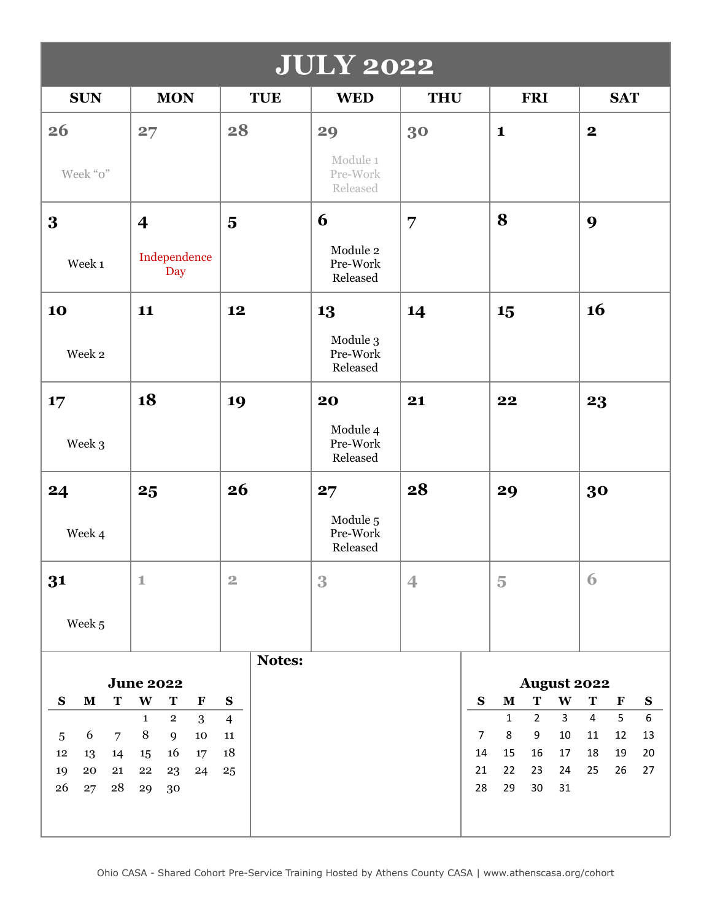# JULY 2022

| SUN | MON | TUE | WED | THU | FRI | SAT |
|---|---|---|---|---|---|---|
| 26 Week "0" | 27 | 28 | 29 Module 1 Pre-Work Released | 30 | 1 | 2 |
| 3 Week 1 | 4 Independence Day | 5 | 6 Module 2 Pre-Work Released | 7 | 8 | 9 |
| 10 Week 2 | 11 | 12 | 13 Module 3 Pre-Work Released | 14 | 15 | 16 |
| 17 Week 3 | 18 | 19 | 20 Module 4 Pre-Work Released | 21 | 22 | 23 |
| 24 Week 4 | 25 | 26 | 27 Module 5 Pre-Work Released | 28 | 29 | 30 |
| 31 Week 5 | 1 | 2 | 3 | 4 | 5 | 6 |

**June 2022**

| S | M | T | W | T | F | S |
|---|---|---|---|---|---|---|
| | | | 1 | 2 | 3 | 4 |
| 5 | 6 | 7 | 8 | 9 | 10 | 11 |
| 12 | 13 | 14 | 15 | 16 | 17 | 18 |
| 19 | 20 | 21 | 22 | 23 | 24 | 25 |
| 26 | 27 | 28 | 29 | 30 | | |

**Notes:**

**August 2022**

| S | M | T | W | T | F | S |
|---|---|---|---|---|---|---|
| | 1 | 2 | 3 | 4 | 5 | 6 |
| 7 | 8 | 9 | 10 | 11 | 12 | 13 |
| 14 | 15 | 16 | 17 | 18 | 19 | 20 |
| 21 | 22 | 23 | 24 | 25 | 26 | 27 |
| 28 | 29 | 30 | 31 | | | |

Ohio CASA - Shared Cohort Pre-Service Training Hosted by Athens County CASA | www.athenscasa.org/cohort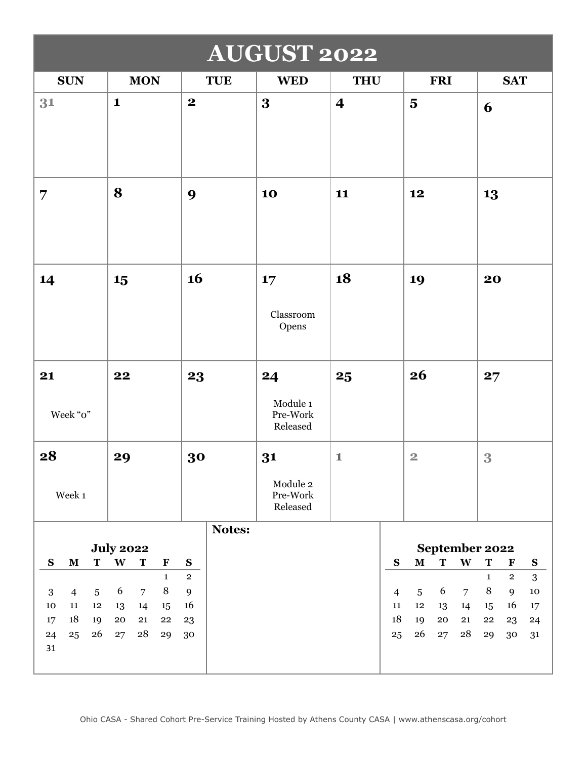# AUGUST 2022

| SUN | MON | TUE | WED | THU | FRI | SAT |
|---|---|---|---|---|---|---|
| 31 | 1 | 2 | 3 | 4 | 5 | 6 |
| 7 | 8 | 9 | 10 | 11 | 12 | 13 |
| 14 | 15 | 16 | 17<br>Classroom Opens | 18 | 19 | 20 |
| 21<br>Week "0" | 22 | 23 | 24<br>Module 1 Pre-Work Released | 25 | 26 | 27 |
| 28<br>Week 1 | 29 | 30 | 31<br>Module 2 Pre-Work Released | 1 | 2 | 3 |

**July 2022**

| S | M | T | W | T | F | S |
|---|---|---|---|---|---|---|
| | | | | | 1 | 2 |
| 3 | 4 | 5 | 6 | 7 | 8 | 9 |
| 10 | 11 | 12 | 13 | 14 | 15 | 16 |
| 17 | 18 | 19 | 20 | 21 | 22 | 23 |
| 24 | 25 | 26 | 27 | 28 | 29 | 30 |
| 31 | | | | | | |

**Notes:**

**September 2022**

| S | M | T | W | T | F | S |
|---|---|---|---|---|---|---|
| | | | | 1 | 2 | 3 |
| 4 | 5 | 6 | 7 | 8 | 9 | 10 |
| 11 | 12 | 13 | 14 | 15 | 16 | 17 |
| 18 | 19 | 20 | 21 | 22 | 23 | 24 |
| 25 | 26 | 27 | 28 | 29 | 30 | 31 |

Ohio CASA - Shared Cohort Pre-Service Training Hosted by Athens County CASA | www.athenscasa.org/cohort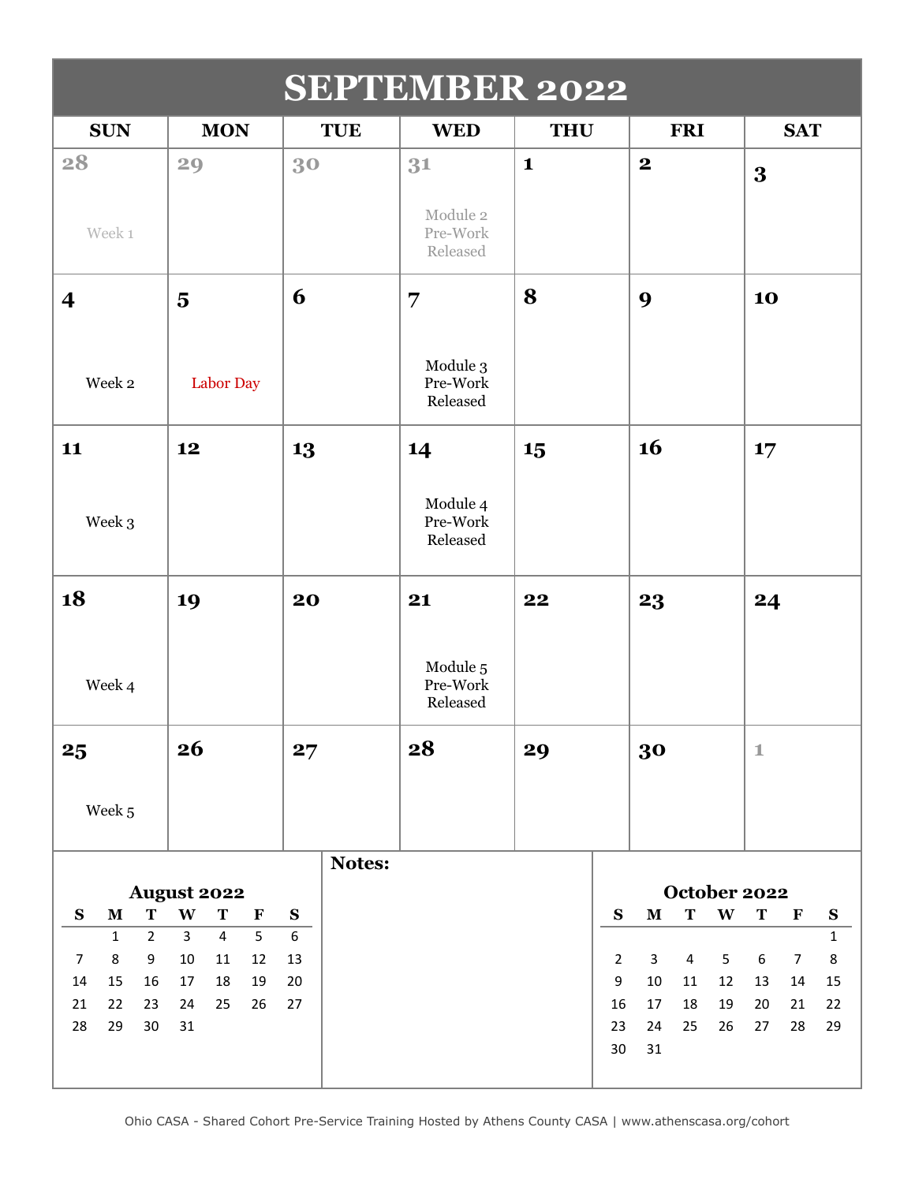# SEPTEMBER 2022

| SUN | MON | TUE | WED | THU | FRI | SAT |
|---|---|---|---|---|---|---|
| 28<br>Week 1 | 29 | 30 | 31<br>Module 2 Pre-Work Released | 1 | 2 | 3 |
| 4<br>Week 2 | 5<br>Labor Day | 6 | 7<br>Module 3 Pre-Work Released | 8 | 9 | 10 |
| 11<br>Week 3 | 12 | 13 | 14<br>Module 4 Pre-Work Released | 15 | 16 | 17 |
| 18<br>Week 4 | 19 | 20 | 21<br>Module 5 Pre-Work Released | 22 | 23 | 24 |
| 25<br>Week 5 | 26 | 27 | 28 | 29 | 30 | 1 |

**August 2022**

| S | M | T | W | T | F | S |
|---|---|---|---|---|---|---|
| | 1 | 2 | 3 | 4 | 5 | 6 |
| 7 | 8 | 9 | 10 | 11 | 12 | 13 |
| 14 | 15 | 16 | 17 | 18 | 19 | 20 |
| 21 | 22 | 23 | 24 | 25 | 26 | 27 |
| 28 | 29 | 30 | 31 | | | |

**Notes:**

**October 2022**

| S | M | T | W | T | F | S |
|---|---|---|---|---|---|---|
| | | | | | | 1 |
| 2 | 3 | 4 | 5 | 6 | 7 | 8 |
| 9 | 10 | 11 | 12 | 13 | 14 | 15 |
| 16 | 17 | 18 | 19 | 20 | 21 | 22 |
| 23 | 24 | 25 | 26 | 27 | 28 | 29 |
| 30 | 31 | | | | | |

Ohio CASA - Shared Cohort Pre-Service Training Hosted by Athens County CASA | www.athenscasa.org/cohort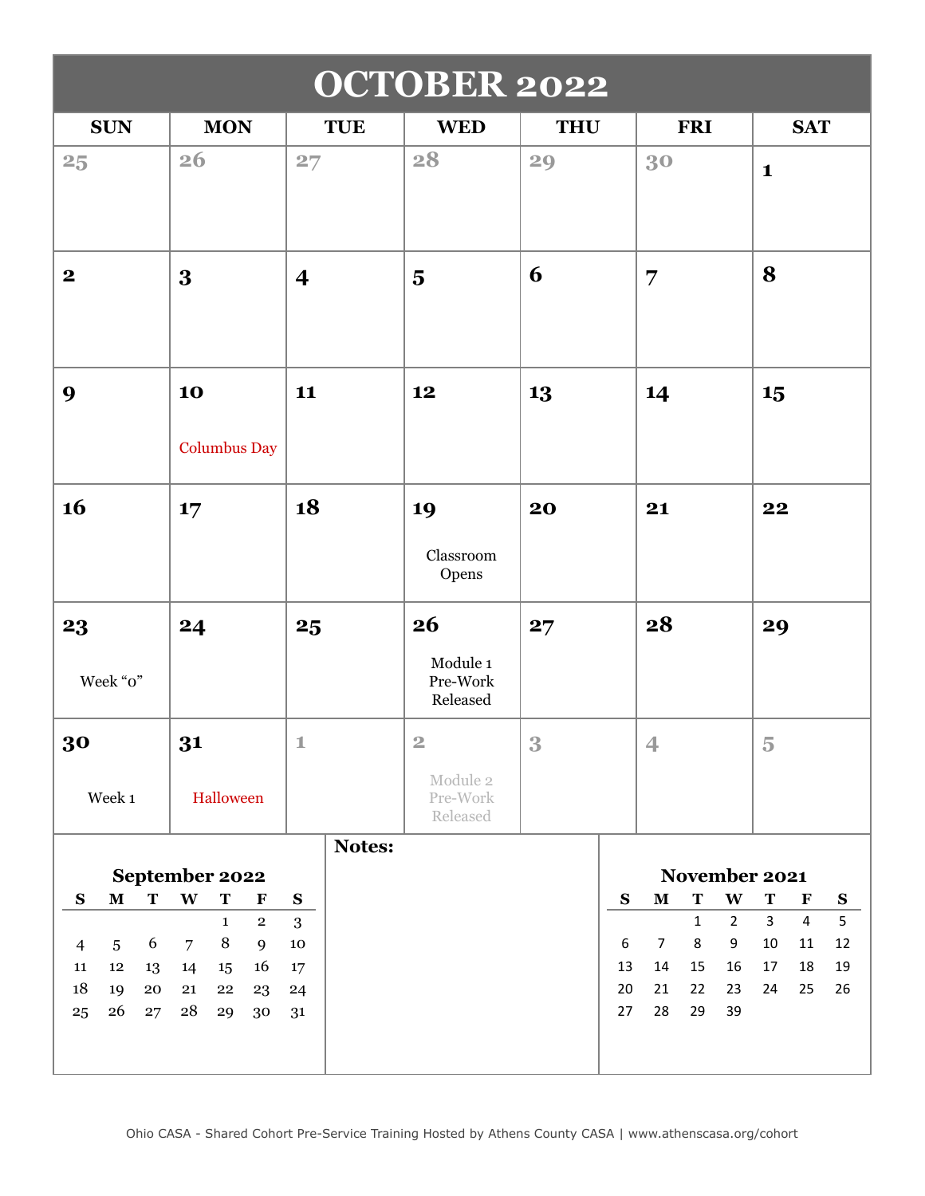# OCTOBER 2022

| SUN | MON | TUE | WED | THU | FRI | SAT |
|---|---|---|---|---|---|---|
| 25 | 26 | 27 | 28 | 29 | 30 | 1 |
| 2 | 3 | 4 | 5 | 6 | 7 | 8 |
| 9 | 10 Columbus Day | 11 | 12 | 13 | 14 | 15 |
| 16 | 17 | 18 | 19 Classroom Opens | 20 | 21 | 22 |
| 23 Week "0" | 24 | 25 | 26 Module 1 Pre-Work Released | 27 | 28 | 29 |
| 30 Week 1 | 31 Halloween | 1 | 2 Module 2 Pre-Work Released | 3 | 4 | 5 |

**September 2022**

| S | M | T | W | T | F | S |
|---|---|---|---|---|---|---|
| | | | | 1 | 2 | 3 |
| 4 | 5 | 6 | 7 | 8 | 9 | 10 |
| 11 | 12 | 13 | 14 | 15 | 16 | 17 |
| 18 | 19 | 20 | 21 | 22 | 23 | 24 |
| 25 | 26 | 27 | 28 | 29 | 30 | 31 |

**Notes:**

**November 2021**

| S | M | T | W | T | F | S |
|---|---|---|---|---|---|---|
| | | 1 | 2 | 3 | 4 | 5 |
| 6 | 7 | 8 | 9 | 10 | 11 | 12 |
| 13 | 14 | 15 | 16 | 17 | 18 | 19 |
| 20 | 21 | 22 | 23 | 24 | 25 | 26 |
| 27 | 28 | 29 | 39 | | | |

Ohio CASA - Shared Cohort Pre-Service Training Hosted by Athens County CASA | www.athenscasa.org/cohort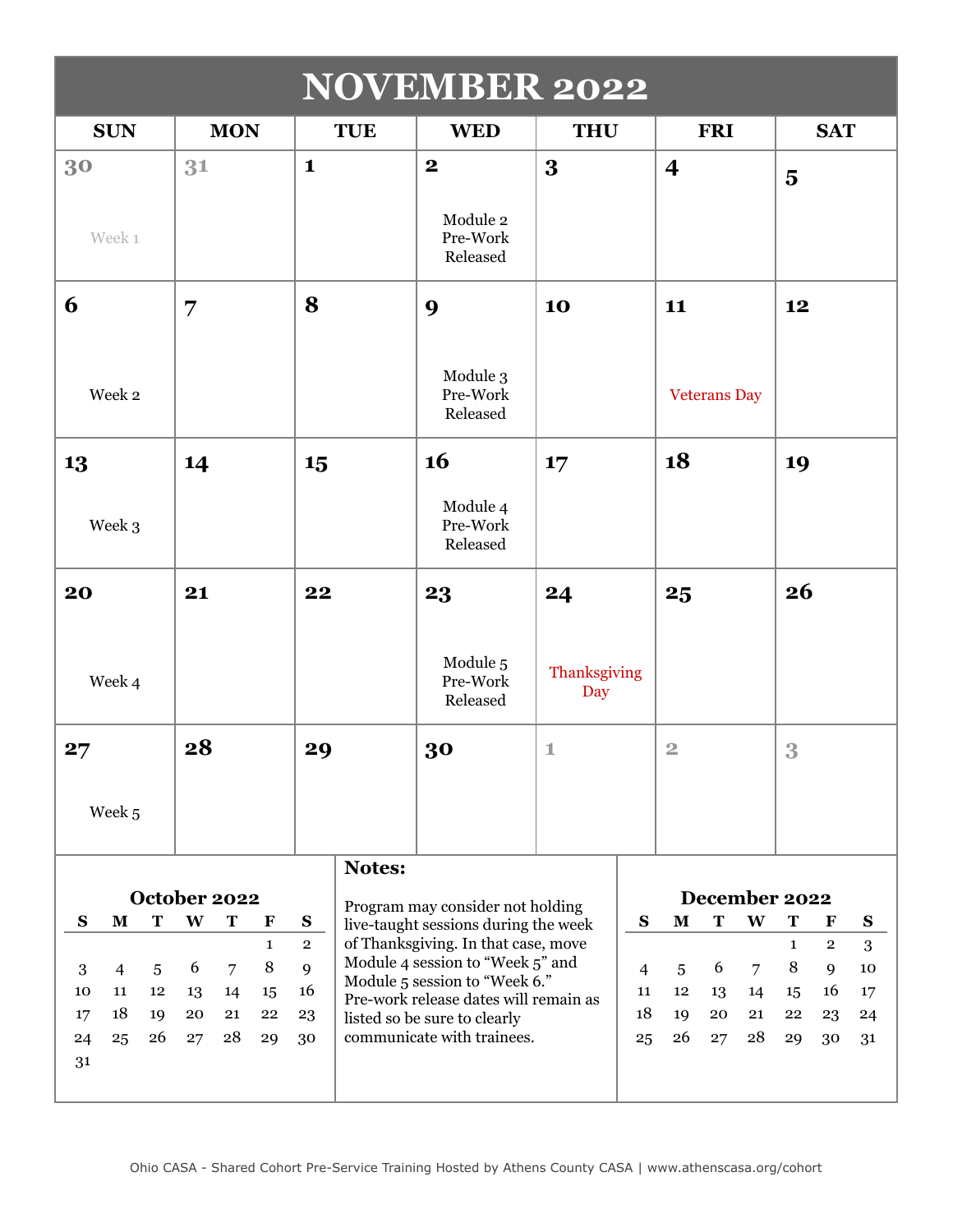# NOVEMBER 2022

| SUN | MON | TUE | WED | THU | FRI | SAT |
|---|---|---|---|---|---|---|
| 30<br>Week 1 | 31 | 1 | 2<br>Module 2 Pre-Work Released | 3 | 4 | 5 |
| 6<br>Week 2 | 7 | 8 | 9<br>Module 3 Pre-Work Released | 10 | 11<br>Veterans Day | 12 |
| 13<br>Week 3 | 14 | 15 | 16<br>Module 4 Pre-Work Released | 17 | 18 | 19 |
| 20<br>Week 4 | 21 | 22 | 23<br>Module 5 Pre-Work Released | 24<br>Thanksgiving Day | 25 | 26 |
| 27<br>Week 5 | 28 | 29 | 30 | 1 | 2 | 3 |

**October 2022**

| S | M | T | W | T | F | S |
|---|---|---|---|---|---|---|
| | | | | | 1 | 2 |
| 3 | 4 | 5 | 6 | 7 | 8 | 9 |
| 10 | 11 | 12 | 13 | 14 | 15 | 16 |
| 17 | 18 | 19 | 20 | 21 | 22 | 23 |
| 24 | 25 | 26 | 27 | 28 | 29 | 30 |
| 31 | | | | | | |

**Notes:**

Program may consider not holding live-taught sessions during the week of Thanksgiving. In that case, move Module 4 session to "Week 5" and Module 5 session to "Week 6." Pre-work release dates will remain as listed so be sure to clearly communicate with trainees.

**December 2022**

| S | M | T | W | T | F | S |
|---|---|---|---|---|---|---|
| | | | | 1 | 2 | 3 |
| 4 | 5 | 6 | 7 | 8 | 9 | 10 |
| 11 | 12 | 13 | 14 | 15 | 16 | 17 |
| 18 | 19 | 20 | 21 | 22 | 23 | 24 |
| 25 | 26 | 27 | 28 | 29 | 30 | 31 |

Ohio CASA - Shared Cohort Pre-Service Training Hosted by Athens County CASA | www.athenscasa.org/cohort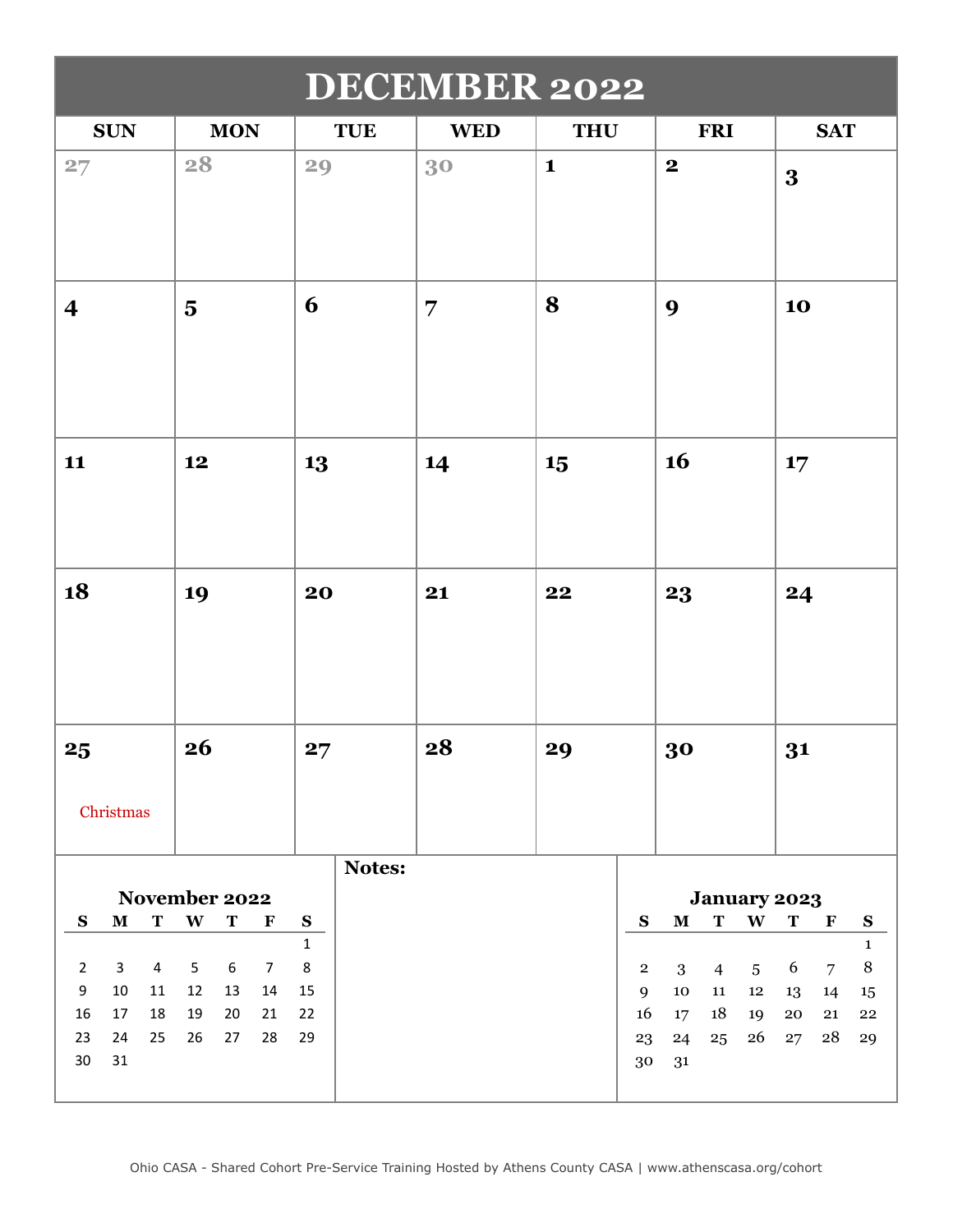# DECEMBER 2022

| SUN | MON | TUE | WED | THU | FRI | SAT |
|---|---|---|---|---|---|---|
| 27 | 28 | 29 | 30 | 1 | 2 | 3 |
| 4 | 5 | 6 | 7 | 8 | 9 | 10 |
| 11 | 12 | 13 | 14 | 15 | 16 | 17 |
| 18 | 19 | 20 | 21 | 22 | 23 | 24 |
| 25 Christmas | 26 | 27 | 28 | 29 | 30 | 31 |

**November 2022**

| S | M | T | W | T | F | S |
|---|---|---|---|---|---|---|
| | | | | | | 1 |
| 2 | 3 | 4 | 5 | 6 | 7 | 8 |
| 9 | 10 | 11 | 12 | 13 | 14 | 15 |
| 16 | 17 | 18 | 19 | 20 | 21 | 22 |
| 23 | 24 | 25 | 26 | 27 | 28 | 29 |
| 30 | 31 | | | | | |

**Notes:**

**January 2023**

| S | M | T | W | T | F | S |
|---|---|---|---|---|---|---|
| | | | | | | 1 |
| 2 | 3 | 4 | 5 | 6 | 7 | 8 |
| 9 | 10 | 11 | 12 | 13 | 14 | 15 |
| 16 | 17 | 18 | 19 | 20 | 21 | 22 |
| 23 | 24 | 25 | 26 | 27 | 28 | 29 |
| 30 | 31 | | | | | |

Ohio CASA - Shared Cohort Pre-Service Training Hosted by Athens County CASA | www.athenscasa.org/cohort